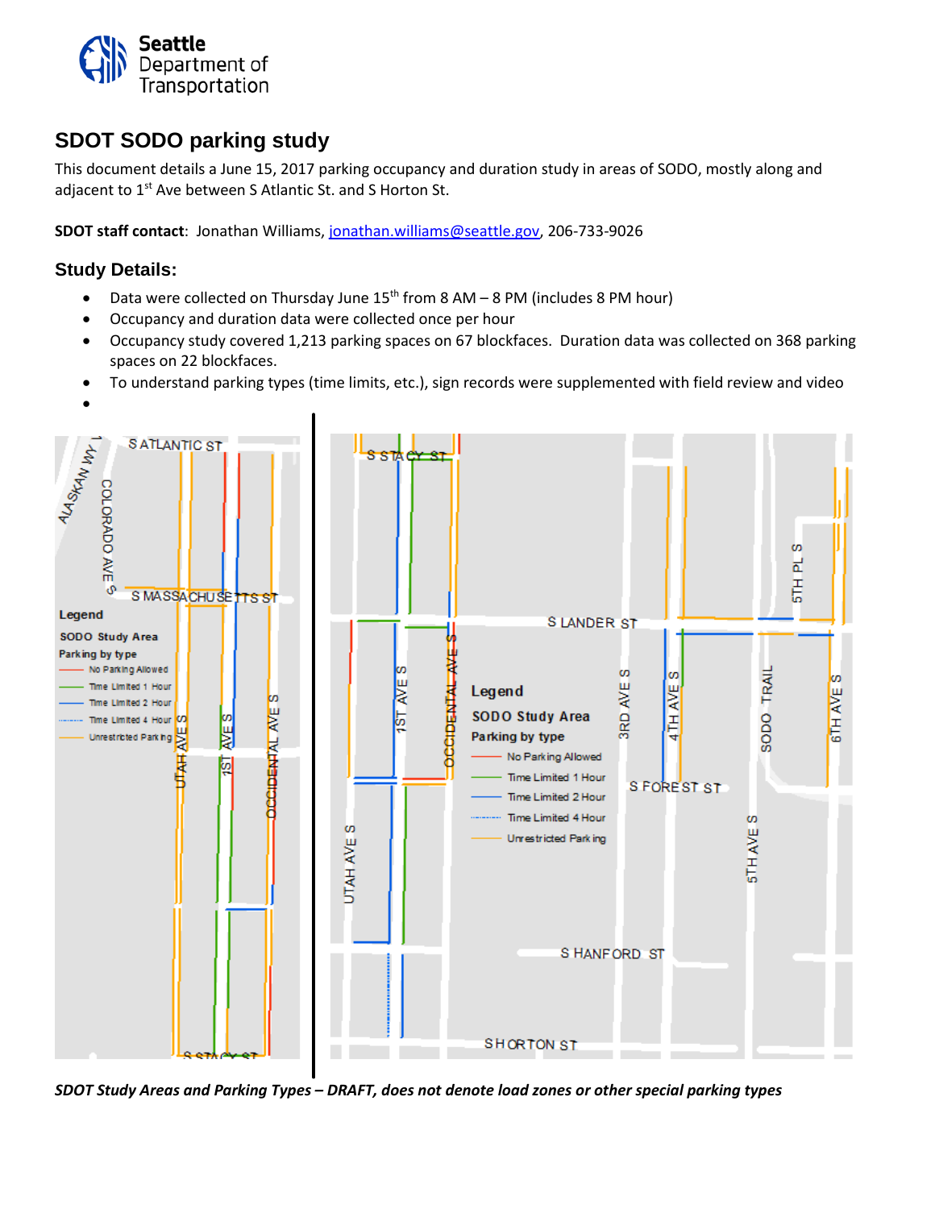Seattle Department of Transportation

# SDOT SODO parking study

This document details a June 15, 2017 parking occupancy and duration study in areas of SODO, mostly along and adjacent to 1st Ave between S Atlantic St. and S Horton St.

**SDOT staff contact**: Jonathan Williams, jonathan.williams@seattle.gov, 206-733-9026

## Study Details:

- Data were collected on Thursday June 15th from 8 AM – 8 PM (includes 8 PM hour)
- Occupancy and duration data were collected once per hour
- Occupancy study covered 1,213 parking spaces on 67 blockfaces. Duration data was collected on 368 parking spaces on 22 blockfaces.
- To understand parking types (time limits, etc.), sign records were supplemented with field review and video
- 

*SDOT Study Areas and Parking Types – DRAFT, does not denote load zones or other special parking types*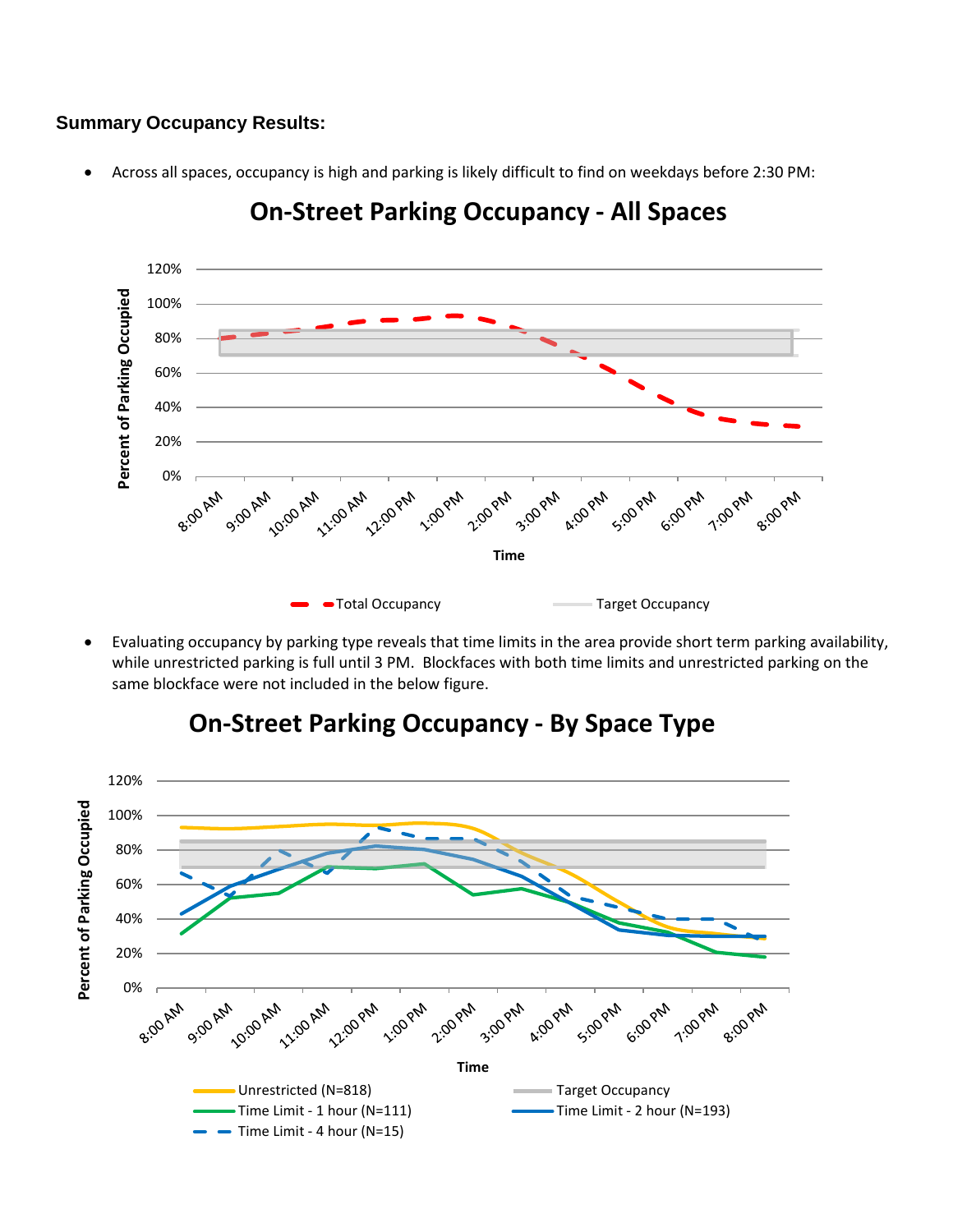**Summary Occupancy Results:**

- Across all spaces, occupancy is high and parking is likely difficult to find on weekdays before 2:30 PM:

## On-Street Parking Occupancy - All Spaces

- Evaluating occupancy by parking type reveals that time limits in the area provide short term parking availability, while unrestricted parking is full until 3 PM. Blockfaces with both time limits and unrestricted parking on the same blockface were not included in the below figure.

## On-Street Parking Occupancy - By Space Type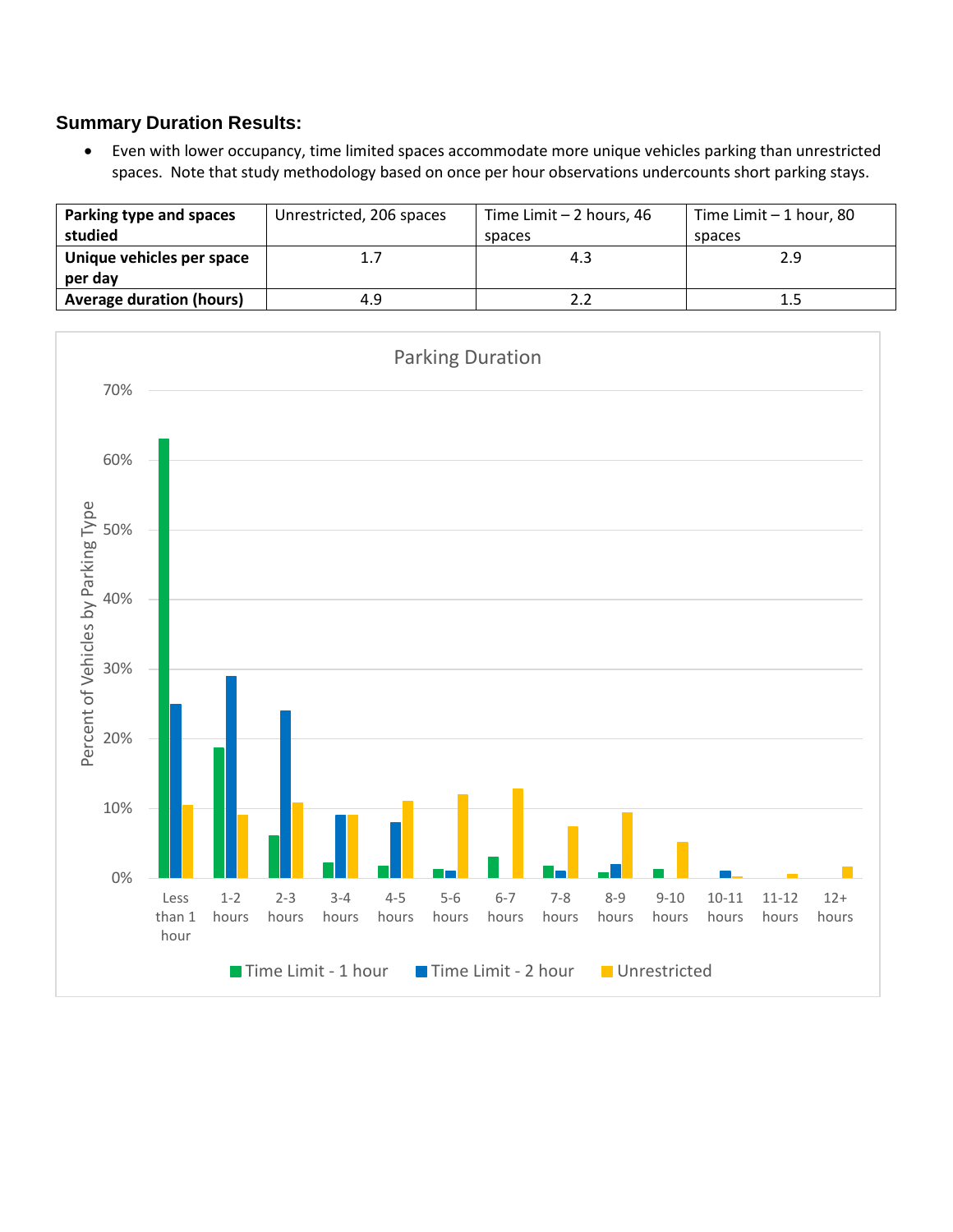**Summary Duration Results:**

- Even with lower occupancy, time limited spaces accommodate more unique vehicles parking than unrestricted spaces. Note that study methodology based on once per hour observations undercounts short parking stays.

| Parking type and spaces studied | Unrestricted, 206 spaces | Time Limit – 2 hours, 46 spaces | Time Limit – 1 hour, 80 spaces |
|---|---|---|---|
| **Unique vehicles per space per day** | 1.7 | 4.3 | 2.9 |
| **Average duration (hours)** | 4.9 | 2.2 | 1.5 |

Parking Duration

Percent of Vehicles by Parking Type

0%, 10%, 20%, 30%, 40%, 50%, 60%, 70%

Less than 1 hour, 1-2 hours, 2-3 hours, 3-4 hours, 4-5 hours, 5-6 hours, 6-7 hours, 7-8 hours, 8-9 hours, 9-10 hours, 10-11 hours, 11-12 hours, 12+ hours

Time Limit - 1 hour, Time Limit - 2 hour, Unrestricted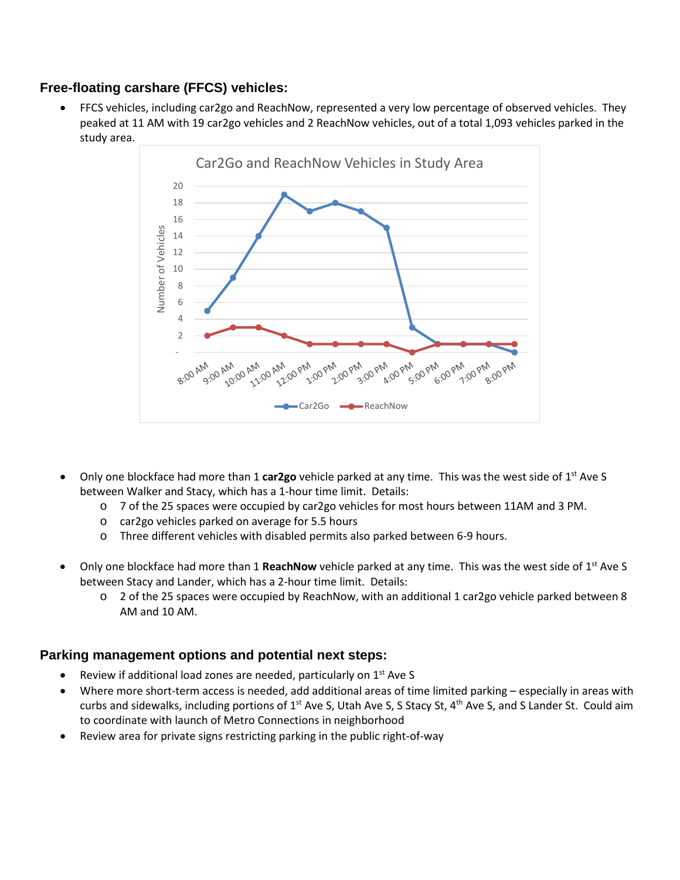### Free-floating carshare (FFCS) vehicles:

- FFCS vehicles, including car2go and ReachNow, represented a very low percentage of observed vehicles. They peaked at 11 AM with 19 car2go vehicles and 2 ReachNow vehicles, out of a total 1,093 vehicles parked in the study area.

Car2Go and ReachNow Vehicles in Study Area

| Time | Car2Go | ReachNow |
|---|---|---|
| 8:00 AM | 5 | 2 |
| 9:00 AM | 9 | 3 |
| 10:00 AM | 14 | 3 |
| 11:00 AM | 19 | 2 |
| 12:00 PM | 17 | 1 |
| 1:00 PM | 18 | 1 |
| 2:00 PM | 17 | 1 |
| 3:00 PM | 15 | 1 |
| 4:00 PM | 3 | - |
| 5:00 PM | 1 | 1 |
| 6:00 PM | 1 | 1 |
| 7:00 PM | 1 | 1 |
| 8:00 PM | - | 1 |

- Only one blockface had more than 1 **car2go** vehicle parked at any time. This was the west side of 1st Ave S between Walker and Stacy, which has a 1-hour time limit. Details:
  - 7 of the 25 spaces were occupied by car2go vehicles for most hours between 11AM and 3 PM.
  - car2go vehicles parked on average for 5.5 hours
  - Three different vehicles with disabled permits also parked between 6-9 hours.

- Only one blockface had more than 1 **ReachNow** vehicle parked at any time. This was the west side of 1st Ave S between Stacy and Lander, which has a 2-hour time limit. Details:
  - 2 of the 25 spaces were occupied by ReachNow, with an additional 1 car2go vehicle parked between 8 AM and 10 AM.

### Parking management options and potential next steps:

- Review if additional load zones are needed, particularly on 1st Ave S
- Where more short-term access is needed, add additional areas of time limited parking – especially in areas with curbs and sidewalks, including portions of 1st Ave S, Utah Ave S, S Stacy St, 4th Ave S, and S Lander St. Could aim to coordinate with launch of Metro Connections in neighborhood
- Review area for private signs restricting parking in the public right-of-way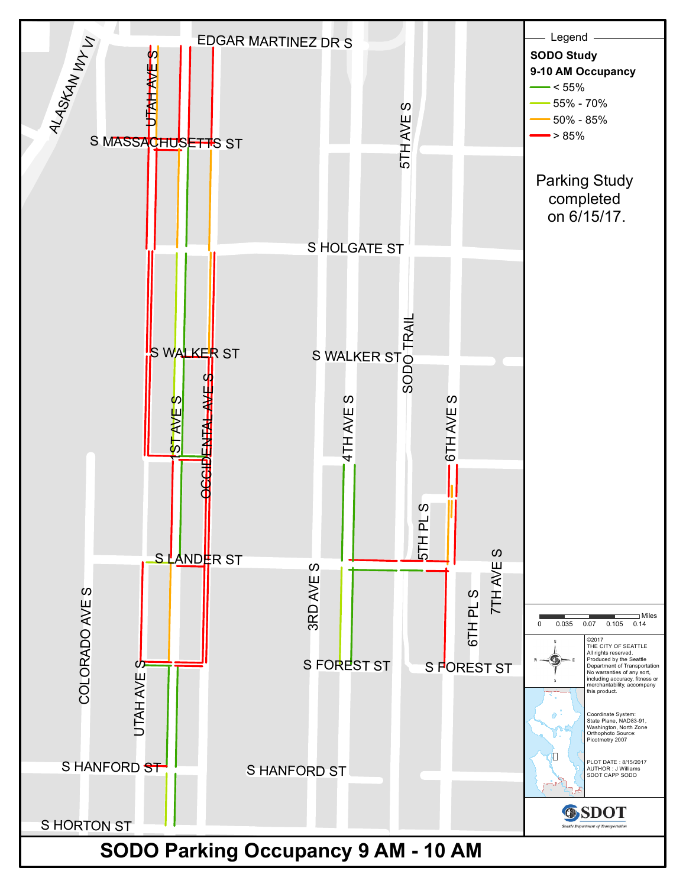# SODO Parking Occupancy 9 AM - 10 AM

**Legend**

**SODO Study**

**9-10 AM Occupancy**

- < 55%
- 55% - 70%
- 50% - 85%
- > 85%

Parking Study completed on 6/15/17.

EDGAR MARTINEZ DR S
ALASKAN WY VI
UTAH AVE S
S MASSACHUSETTS ST
5TH AVE S
S HOLGATE ST
S WALKER ST
S WALKER ST
SODO TRAIL
1ST AVE S
OCCIDENTAL AVE S
4TH AVE S
6TH AVE S
5TH PL S
S LANDER ST
7TH AVE S
COLORADO AVE S
3RD AVE S
6TH PL S
S FOREST ST
S FOREST ST
UTAH AVE S
S HANFORD ST
S HANFORD ST
S HORTON ST

Miles: 0, 0.035, 0.07, 0.105, 0.14

©2017
THE CITY OF SEATTLE
All rights reserved.
Produced by the Seattle Department of Transportation
No warranties of any sort, including accuracy, fitness or merchantability, accompany this product.

Coordinate System:
State Plane, NAD83-91, Washington, North Zone
Orthophoto Source:
Picotmetry 2007

PLOT DATE : 8/15/2017
AUTHOR : J Williams
SDOT CAPP SODO

SDOT
Seattle Department of Transportation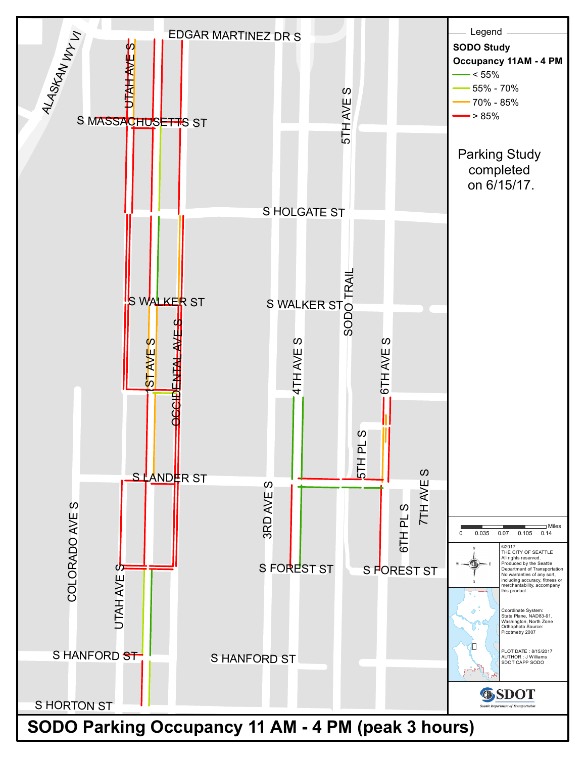EDGAR MARTINEZ DR S

ALASKAN WY VI

UTAH AVE S

S MASSACHUSETTS ST

5TH AVE S

S HOLGATE ST

S WALKER ST

S WALKER ST

SODO TRAIL

1ST AVE S

OCCIDENTAL AVE S

4TH AVE S

6TH AVE S

5TH PL S

S LANDER ST

3RD AVE S

7TH AVE S

6TH PL S

COLORADO AVE S

UTAH AVE S

S FOREST ST

S FOREST ST

S HANFORD ST

S HANFORD ST

S HORTON ST

Legend

**SODO Study**

**Occupancy 11AM - 4 PM**

< 55%

55% - 70%

70% - 85%

> 85%

Parking Study completed on 6/15/17.

Miles

0 0.035 0.07 0.105 0.14

©2017
THE CITY OF SEATTLE
All rights reserved.
Produced by the Seattle Department of Transportation
No warranties of any sort, including accuracy, fitness or merchantability, accompany this product.

Coordinate System:
State Plane, NAD83-91,
Washington, North Zone
Orthophoto Source:
Picometry 2007

PLOT DATE : 8/15/2017
AUTHOR : J Williams
SDOT CAPP SODO

SDOT
Seattle Department of Transportation

# SODO Parking Occupancy 11 AM - 4 PM (peak 3 hours)